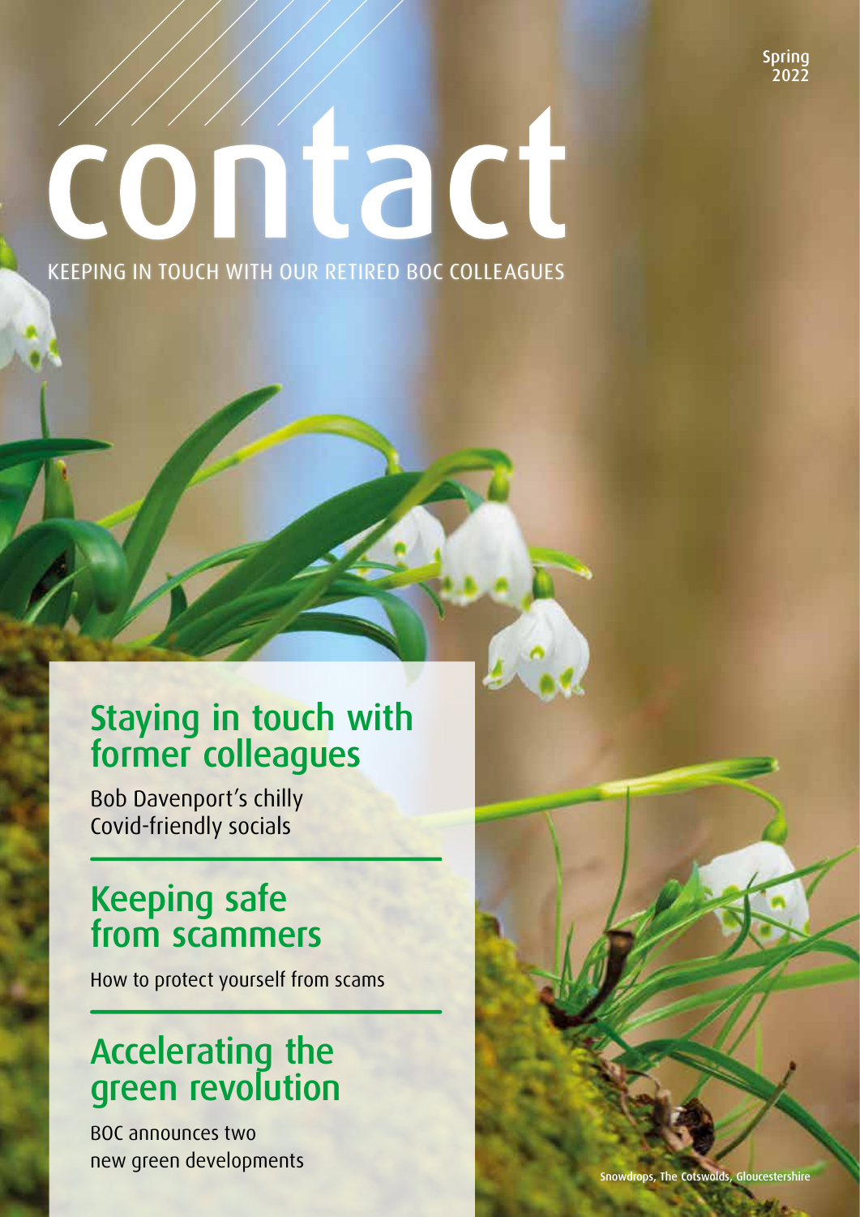Spring 2022

# contact

KEEPING IN TOUCH WITH OUR RETIRED BOC COLLEAGUES

## Staying in touch with former colleagues

Bob Davenport's chilly Covid-friendly socials

## Keeping safe from scammers

How to protect yourself from scams

## Accelerating the green revolution

BOC announces two new green developments

Snowdrops, The Cotswolds, Gloucestershire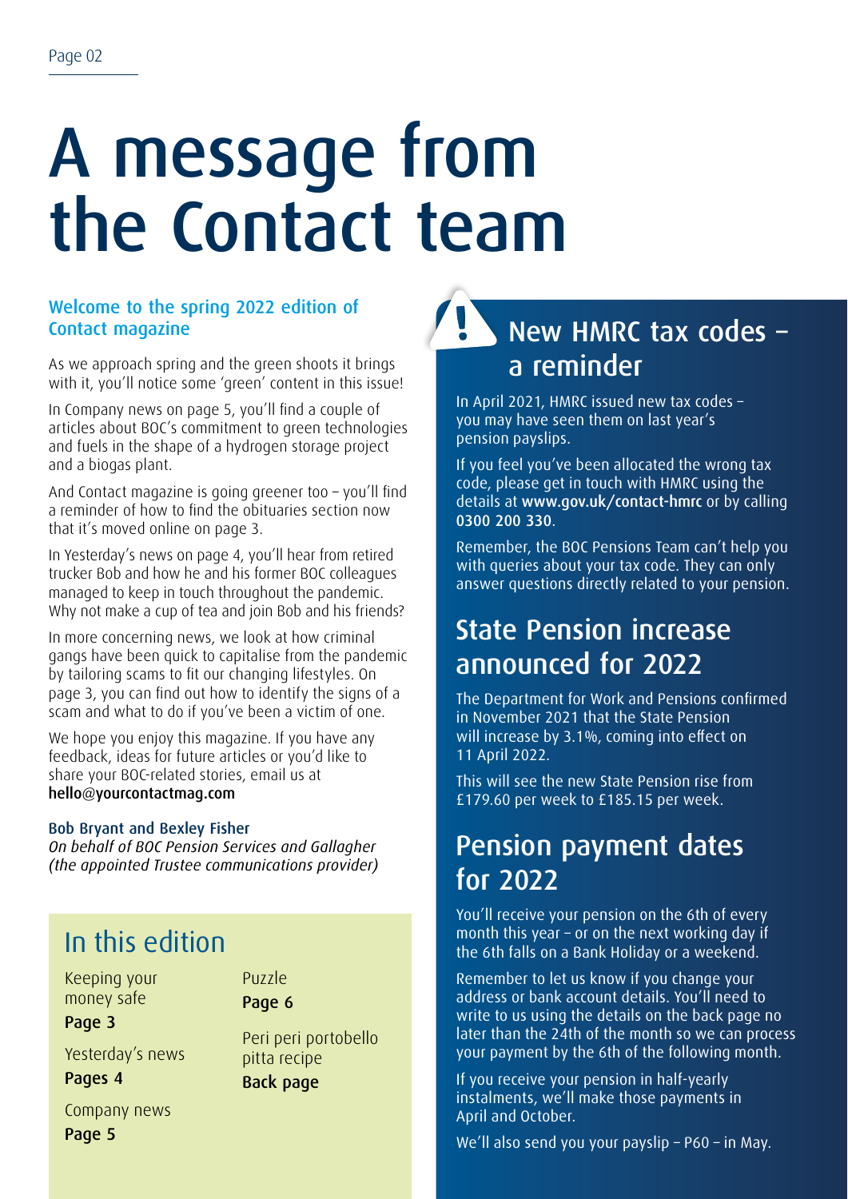# A message from the Contact team

### Welcome to the spring 2022 edition of Contact magazine

As we approach spring and the green shoots it brings with it, you'll notice some 'green' content in this issue!

In Company news on page 5, you'll find a couple of articles about BOC's commitment to green technologies and fuels in the shape of a hydrogen storage project and a biogas plant.

And Contact magazine is going greener too – you'll find a reminder of how to find the obituaries section now that it's moved online on page 3.

In Yesterday's news on page 4, you'll hear from retired trucker Bob and how he and his former BOC colleagues managed to keep in touch throughout the pandemic. Why not make a cup of tea and join Bob and his friends?

In more concerning news, we look at how criminal gangs have been quick to capitalise from the pandemic by tailoring scams to fit our changing lifestyles. On page 3, you can find out how to identify the signs of a scam and what to do if you've been a victim of one.

We hope you enjoy this magazine. If you have any feedback, ideas for future articles or you'd like to share your BOC-related stories, email us at **hello@yourcontactmag.com**

**Bob Bryant and Bexley Fisher**
*On behalf of BOC Pension Services and Gallagher (the appointed Trustee communications provider)*

## In this edition

Keeping your money safe
**Page 3**

Yesterday's news
**Pages 4**

Company news
**Page 5**

Puzzle
**Page 6**

Peri peri portobello pitta recipe
**Back page**

## New HMRC tax codes – a reminder

In April 2021, HMRC issued new tax codes – you may have seen them on last year's pension payslips.

If you feel you've been allocated the wrong tax code, please get in touch with HMRC using the details at **www.gov.uk/contact-hmrc** or by calling **0300 200 330**.

Remember, the BOC Pensions Team can't help you with queries about your tax code. They can only answer questions directly related to your pension.

## State Pension increase announced for 2022

The Department for Work and Pensions confirmed in November 2021 that the State Pension will increase by 3.1%, coming into effect on 11 April 2022.

This will see the new State Pension rise from £179.60 per week to £185.15 per week.

## Pension payment dates for 2022

You'll receive your pension on the 6th of every month this year – or on the next working day if the 6th falls on a Bank Holiday or a weekend.

Remember to let us know if you change your address or bank account details. You'll need to write to us using the details on the back page no later than the 24th of the month so we can process your payment by the 6th of the following month.

If you receive your pension in half-yearly instalments, we'll make those payments in April and October.

We'll also send you your payslip – P60 – in May.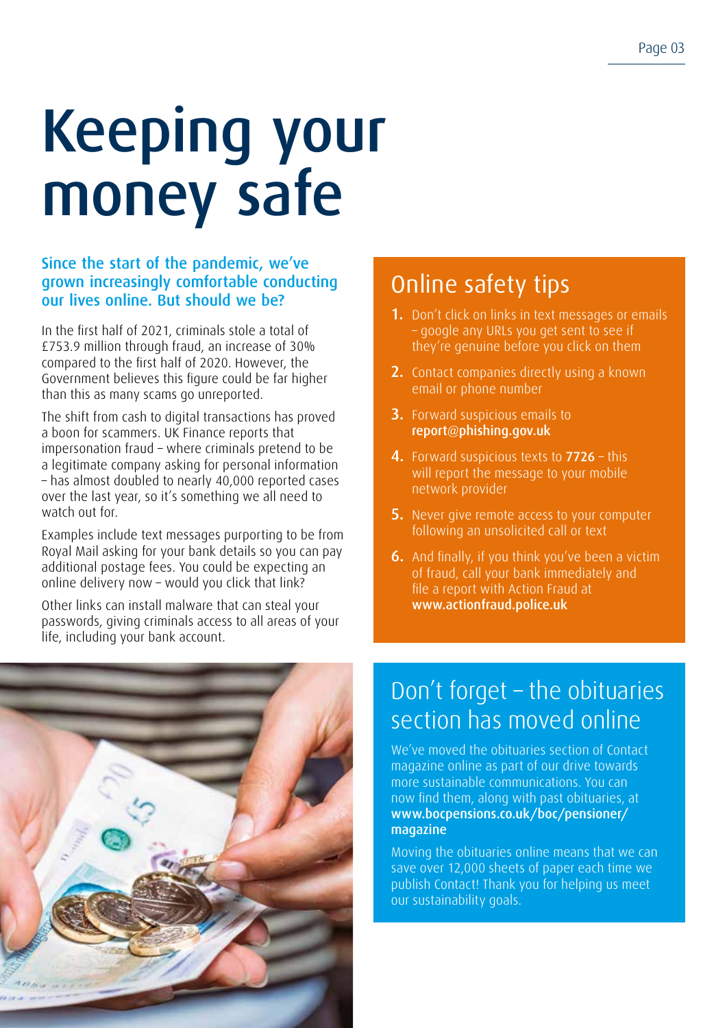# Keeping your money safe

**Since the start of the pandemic, we've grown increasingly comfortable conducting our lives online. But should we be?**

In the first half of 2021, criminals stole a total of £753.9 million through fraud, an increase of 30% compared to the first half of 2020. However, the Government believes this figure could be far higher than this as many scams go unreported.

The shift from cash to digital transactions has proved a boon for scammers. UK Finance reports that impersonation fraud – where criminals pretend to be a legitimate company asking for personal information – has almost doubled to nearly 40,000 reported cases over the last year, so it's something we all need to watch out for.

Examples include text messages purporting to be from Royal Mail asking for your bank details so you can pay additional postage fees. You could be expecting an online delivery now – would you click that link?

Other links can install malware that can steal your passwords, giving criminals access to all areas of your life, including your bank account.

## Online safety tips

1. Don't click on links in text messages or emails – google any URLs you get sent to see if they're genuine before you click on them
2. Contact companies directly using a known email or phone number
3. Forward suspicious emails to **report@phishing.gov.uk**
4. Forward suspicious texts to **7726** – this will report the message to your mobile network provider
5. Never give remote access to your computer following an unsolicited call or text
6. And finally, if you think you've been a victim of fraud, call your bank immediately and file a report with Action Fraud at **www.actionfraud.police.uk**

## Don't forget – the obituaries section has moved online

We've moved the obituaries section of Contact magazine online as part of our drive towards more sustainable communications. You can now find them, along with past obituaries, at **www.bocpensions.co.uk/boc/pensioner/magazine**

Moving the obituaries online means that we can save over 12,000 sheets of paper each time we publish Contact! Thank you for helping us meet our sustainability goals.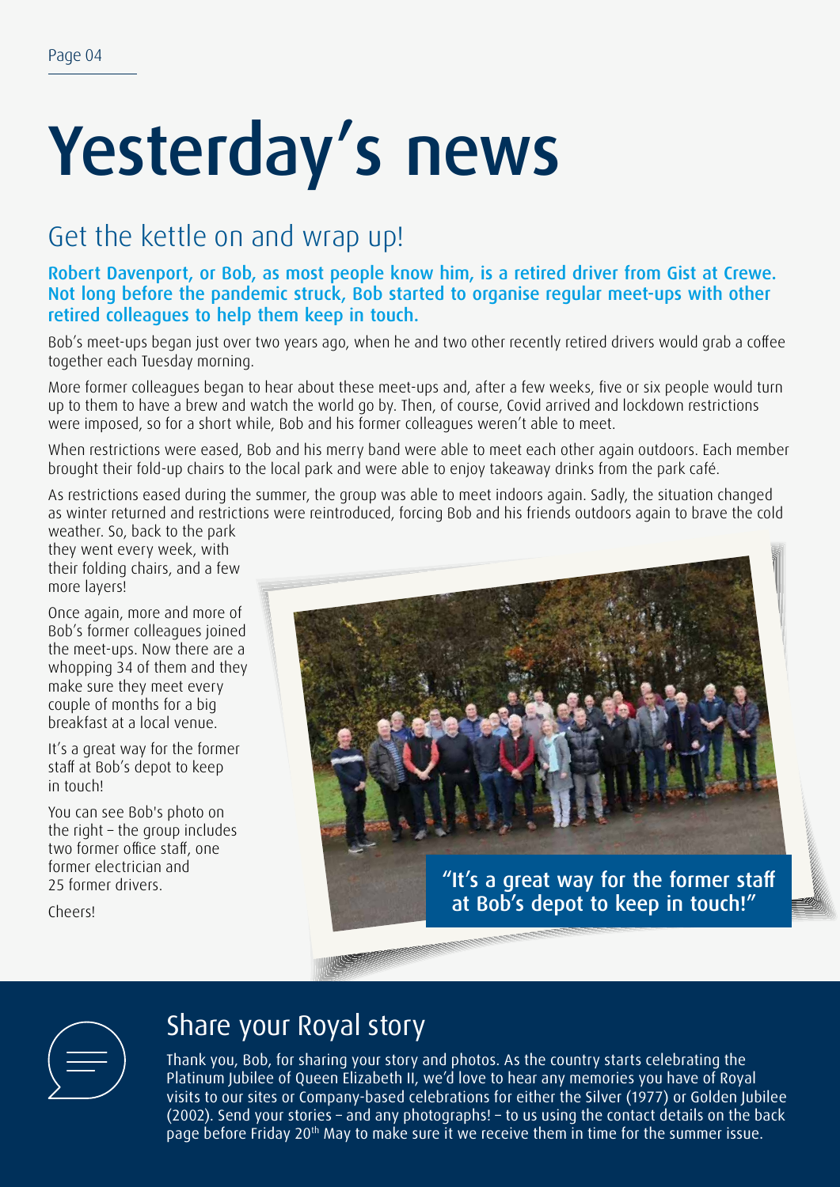# Yesterday's news

## Get the kettle on and wrap up!

**Robert Davenport, or Bob, as most people know him, is a retired driver from Gist at Crewe. Not long before the pandemic struck, Bob started to organise regular meet-ups with other retired colleagues to help them keep in touch.**

Bob's meet-ups began just over two years ago, when he and two other recently retired drivers would grab a coffee together each Tuesday morning.

More former colleagues began to hear about these meet-ups and, after a few weeks, five or six people would turn up to them to have a brew and watch the world go by. Then, of course, Covid arrived and lockdown restrictions were imposed, so for a short while, Bob and his former colleagues weren't able to meet.

When restrictions were eased, Bob and his merry band were able to meet each other again outdoors. Each member brought their fold-up chairs to the local park and were able to enjoy takeaway drinks from the park café.

As restrictions eased during the summer, the group was able to meet indoors again. Sadly, the situation changed as winter returned and restrictions were reintroduced, forcing Bob and his friends outdoors again to brave the cold weather. So, back to the park they went every week, with their folding chairs, and a few more layers!

Once again, more and more of Bob's former colleagues joined the meet-ups. Now there are a whopping 34 of them and they make sure they meet every couple of months for a big breakfast at a local venue.

It's a great way for the former staff at Bob's depot to keep in touch!

You can see Bob's photo on the right – the group includes two former office staff, one former electrician and 25 former drivers.

Cheers!

"It's a great way for the former staff at Bob's depot to keep in touch!"

## Share your Royal story

Thank you, Bob, for sharing your story and photos. As the country starts celebrating the Platinum Jubilee of Queen Elizabeth II, we'd love to hear any memories you have of Royal visits to our sites or Company-based celebrations for either the Silver (1977) or Golden Jubilee (2002). Send your stories – and any photographs! – to us using the contact details on the back page before Friday 20th May to make sure it we receive them in time for the summer issue.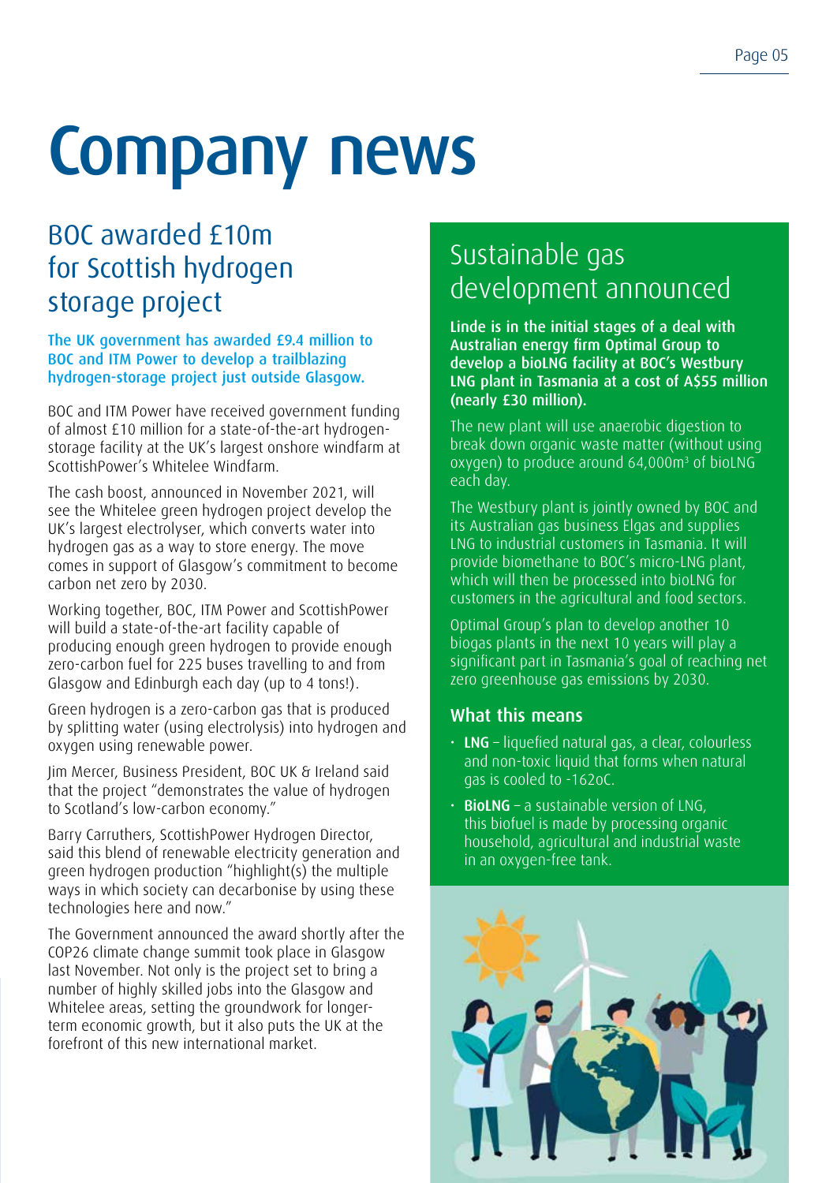# Company news

## BOC awarded £10m for Scottish hydrogen storage project

**The UK government has awarded £9.4 million to BOC and ITM Power to develop a trailblazing hydrogen-storage project just outside Glasgow.**

BOC and ITM Power have received government funding of almost £10 million for a state-of-the-art hydrogen-storage facility at the UK's largest onshore windfarm at ScottishPower's Whitelee Windfarm.

The cash boost, announced in November 2021, will see the Whitelee green hydrogen project develop the UK's largest electrolyser, which converts water into hydrogen gas as a way to store energy. The move comes in support of Glasgow's commitment to become carbon net zero by 2030.

Working together, BOC, ITM Power and ScottishPower will build a state-of-the-art facility capable of producing enough green hydrogen to provide enough zero-carbon fuel for 225 buses travelling to and from Glasgow and Edinburgh each day (up to 4 tons!).

Green hydrogen is a zero-carbon gas that is produced by splitting water (using electrolysis) into hydrogen and oxygen using renewable power.

Jim Mercer, Business President, BOC UK & Ireland said that the project "demonstrates the value of hydrogen to Scotland's low-carbon economy."

Barry Carruthers, ScottishPower Hydrogen Director, said this blend of renewable electricity generation and green hydrogen production "highlight(s) the multiple ways in which society can decarbonise by using these technologies here and now."

The Government announced the award shortly after the COP26 climate change summit took place in Glasgow last November. Not only is the project set to bring a number of highly skilled jobs into the Glasgow and Whitelee areas, setting the groundwork for longer-term economic growth, but it also puts the UK at the forefront of this new international market.

## Sustainable gas development announced

**Linde is in the initial stages of a deal with Australian energy firm Optimal Group to develop a bioLNG facility at BOC's Westbury LNG plant in Tasmania at a cost of A$55 million (nearly £30 million).**

The new plant will use anaerobic digestion to break down organic waste matter (without using oxygen) to produce around 64,000m³ of bioLNG each day.

The Westbury plant is jointly owned by BOC and its Australian gas business Elgas and supplies LNG to industrial customers in Tasmania. It will provide biomethane to BOC's micro-LNG plant, which will then be processed into bioLNG for customers in the agricultural and food sectors.

Optimal Group's plan to develop another 10 biogas plants in the next 10 years will play a significant part in Tasmania's goal of reaching net zero greenhouse gas emissions by 2030.

### What this means

- **LNG** – liquefied natural gas, a clear, colourless and non-toxic liquid that forms when natural gas is cooled to -162oC.
- **BioLNG** – a sustainable version of LNG, this biofuel is made by processing organic household, agricultural and industrial waste in an oxygen-free tank.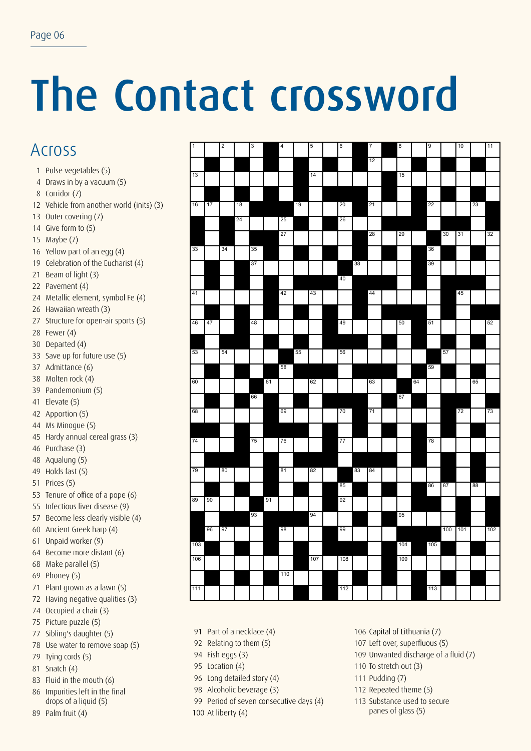# The Contact crossword

## Across

1 Pulse vegetables (5)
4 Draws in by a vacuum (5)
8 Corridor (7)
12 Vehicle from another world (inits) (3)
13 Outer covering (7)
14 Give form to (5)
15 Maybe (7)
16 Yellow part of an egg (4)
19 Celebration of the Eucharist (4)
21 Beam of light (3)
22 Pavement (4)
24 Metallic element, symbol Fe (4)
26 Hawaiian wreath (3)
27 Structure for open-air sports (5)
28 Fewer (4)
30 Departed (4)
33 Save up for future use (5)
37 Admittance (6)
38 Molten rock (4)
39 Pandemonium (5)
41 Elevate (5)
42 Apportion (5)
44 Ms Minogue (5)
45 Hardy annual cereal grass (3)
46 Purchase (3)
48 Aqualung (5)
49 Holds fast (5)
51 Prices (5)
53 Tenure of office of a pope (6)
55 Infectious liver disease (9)
57 Become less clearly visible (4)
60 Ancient Greek harp (4)
61 Unpaid worker (9)
64 Become more distant (6)
68 Make parallel (5)
69 Phoney (5)
71 Plant grown as a lawn (5)
72 Having negative qualities (3)
74 Occupied a chair (3)
75 Picture puzzle (5)
77 Sibling's daughter (5)
78 Use water to remove soap (5)
79 Tying cords (5)
81 Snatch (4)
83 Fluid in the mouth (6)
86 Impurities left in the final drops of a liquid (5)
89 Palm fruit (4)
91 Part of a necklace (4)
92 Relating to them (5)
94 Fish eggs (3)
95 Location (4)
96 Long detailed story (4)
98 Alcoholic beverage (3)
99 Period of seven consecutive days (4)
100 At liberty (4)
106 Capital of Lithuania (7)
107 Left over, superfluous (5)
109 Unwanted discharge of a fluid (7)
110 To stretch out (3)
111 Pudding (7)
112 Repeated theme (5)
113 Substance used to secure panes of glass (5)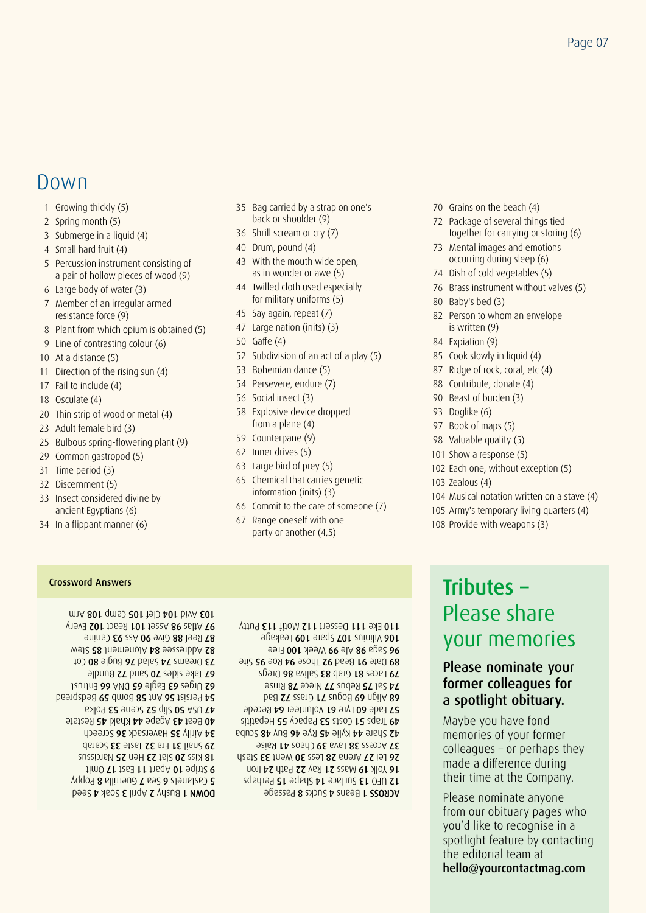## Down

1 Growing thickly (5)
2 Spring month (5)
3 Submerge in a liquid (4)
4 Small hard fruit (4)
5 Percussion instrument consisting of a pair of hollow pieces of wood (9)
6 Large body of water (3)
7 Member of an irregular armed resistance force (9)
8 Plant from which opium is obtained (5)
9 Line of contrasting colour (6)
10 At a distance (5)
11 Direction of the rising sun (4)
17 Fail to include (4)
18 Osculate (4)
20 Thin strip of wood or metal (4)
23 Adult female bird (3)
25 Bulbous spring-flowering plant (9)
29 Common gastropod (5)
31 Time period (3)
32 Discernment (5)
33 Insect considered divine by ancient Egyptians (6)
34 In a flippant manner (6)
35 Bag carried by a strap on one's back or shoulder (9)
36 Shrill scream or cry (7)
40 Drum, pound (4)
43 With the mouth wide open, as in wonder or awe (5)
44 Twilled cloth used especially for military uniforms (5)
45 Say again, repeat (7)
47 Large nation (inits) (3)
50 Gaffe (4)
52 Subdivision of an act of a play (5)
53 Bohemian dance (5)
54 Persevere, endure (7)
56 Social insect (3)
58 Explosive device dropped from a plane (4)
59 Counterpane (9)
62 Inner drives (5)
63 Large bird of prey (5)
65 Chemical that carries genetic information (inits) (3)
66 Commit to the care of someone (7)
67 Range oneself with one party or another (4,5)
70 Grains on the beach (4)
72 Package of several things tied together for carrying or storing (6)
73 Mental images and emotions occurring during sleep (6)
74 Dish of cold vegetables (5)
76 Brass instrument without valves (5)
80 Baby's bed (3)
82 Person to whom an envelope is written (9)
84 Expiation (9)
85 Cook slowly in liquid (4)
87 Ridge of rock, coral, etc (4)
88 Contribute, donate (4)
90 Beast of burden (3)
93 Doglike (6)
97 Book of maps (5)
98 Valuable quality (5)
101 Show a response (5)
102 Each one, without exception (5)
103 Zealous (4)
104 Musical notation written on a stave (4)
105 Army's temporary living quarters (4)
108 Provide with weapons (3)

### Crossword Answers

**ACROSS 1** Beans **4** Sucks **8** Passage **12** UFO **13** Surface **14** Shape **15** Perhaps **16** Yolk **19** Mass **21** Ray **22** Path **24** Iron **26** Lei **27** Arena **28** Less **30** Went **33** Stash **37** Access **38** Lava **39** Chaos **41** Raise **42** Share **44** Kylie **45** Rye **46** Buy **48** Scuba **49** Traps **51** Costs **53** Papacy **55** Hepatitis **57** Fade **60** Lyre **61** Volunteer **64** Recede **68** Align **69** Bogus **71** Grass **72** Bad **74** Sat **75** Rebus **77** Niece **78** Rinse **79** Laces **81** Grab **83** Saliva **86** Dregs **89** Date **91** Bead **92** Those **94** Roe **95** Site **96** Saga **98** Ale **99** Week **100** Free **106** Vilnius **107** Spare **109** Leakage **110** Eke **111** Dessert **112** Motif **113** Putty

**DOWN 1** Bushy **2** April **3** Soak **4** Seed **5** Castanets **6** Sea **7** Guerrilla **8** Poppy **9** Stripe **10** Apart **11** East **17** Omit **18** Kiss **20** Slat **23** Hen **25** Narcissus **29** Snail **31** Era **32** Taste **33** Scarab **34** Airily **35** Haversack **36** Screech **40** Beat **43** Agape **44** Khaki **45** Restate **47** USA **50** Slip **52** Scene **53** Polka **54** Persist **56** Ant **58** Bomb **59** Bedspread **62** Urges **63** Eagle **65** DNA **66** Entrust **67** Take sides **70** Sand **72** Bundle **73** Dreams **74** Salad **76** Bugle **80** Cot **82** Addressee **84** Atonement **85** Stew **87** Reef **88** Give **90** Ass **93** Canine **97** Atlas **98** Asset **101** React **102** Every **103** Avid **104** Clef **105** Camp **108** Arm

## Tributes – Please share your memories

### Please nominate your former colleagues for a spotlight obituary.

Maybe you have fond memories of your former colleagues – or perhaps they made a difference during their time at the Company.

Please nominate anyone from our obituary pages who you'd like to recognise in a spotlight feature by contacting the editorial team at **hello@yourcontactmag.com**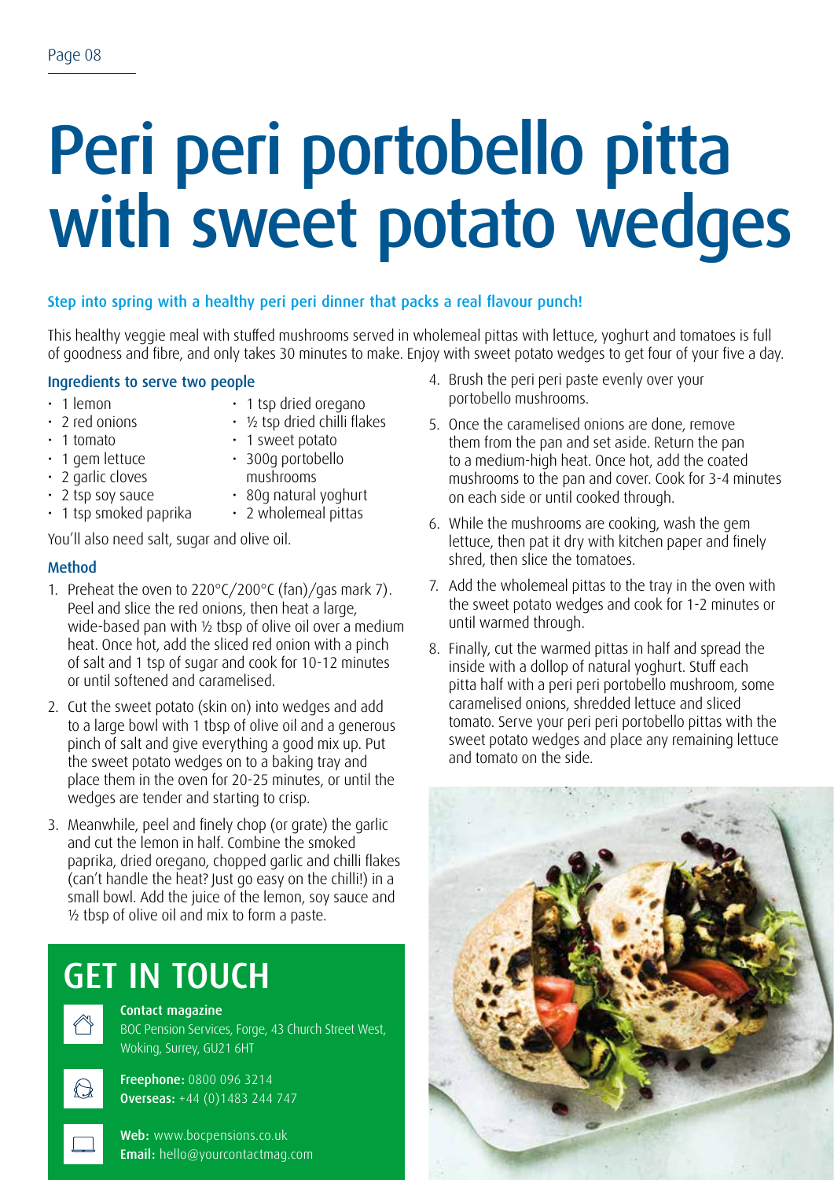# Peri peri portobello pitta with sweet potato wedges

**Step into spring with a healthy peri peri dinner that packs a real flavour punch!**

This healthy veggie meal with stuffed mushrooms served in wholemeal pittas with lettuce, yoghurt and tomatoes is full of goodness and fibre, and only takes 30 minutes to make. Enjoy with sweet potato wedges to get four of your five a day.

### Ingredients to serve two people

- 1 lemon
- 2 red onions
- 1 tomato
- 1 gem lettuce
- 2 garlic cloves
- 2 tsp soy sauce
- 1 tsp smoked paprika
- 1 tsp dried oregano
- ½ tsp dried chilli flakes
- 1 sweet potato
- 300g portobello mushrooms
- 80g natural yoghurt
- 2 wholemeal pittas

You'll also need salt, sugar and olive oil.

### Method

1. Preheat the oven to 220°C/200°C (fan)/gas mark 7). Peel and slice the red onions, then heat a large, wide-based pan with ½ tbsp of olive oil over a medium heat. Once hot, add the sliced red onion with a pinch of salt and 1 tsp of sugar and cook for 10-12 minutes or until softened and caramelised.
2. Cut the sweet potato (skin on) into wedges and add to a large bowl with 1 tbsp of olive oil and a generous pinch of salt and give everything a good mix up. Put the sweet potato wedges on to a baking tray and place them in the oven for 20-25 minutes, or until the wedges are tender and starting to crisp.
3. Meanwhile, peel and finely chop (or grate) the garlic and cut the lemon in half. Combine the smoked paprika, dried oregano, chopped garlic and chilli flakes (can't handle the heat? Just go easy on the chilli!) in a small bowl. Add the juice of the lemon, soy sauce and ½ tbsp of olive oil and mix to form a paste.
4. Brush the peri peri paste evenly over your portobello mushrooms.
5. Once the caramelised onions are done, remove them from the pan and set aside. Return the pan to a medium-high heat. Once hot, add the coated mushrooms to the pan and cover. Cook for 3-4 minutes on each side or until cooked through.
6. While the mushrooms are cooking, wash the gem lettuce, then pat it dry with kitchen paper and finely shred, then slice the tomatoes.
7. Add the wholemeal pittas to the tray in the oven with the sweet potato wedges and cook for 1-2 minutes or until warmed through.
8. Finally, cut the warmed pittas in half and spread the inside with a dollop of natural yoghurt. Stuff each pitta half with a peri peri portobello mushroom, some caramelised onions, shredded lettuce and sliced tomato. Serve your peri peri portobello pittas with the sweet potato wedges and place any remaining lettuce and tomato on the side.

## GET IN TOUCH

**Contact magazine**
BOC Pension Services, Forge, 43 Church Street West, Woking, Surrey, GU21 6HT

**Freephone:** 0800 096 3214
**Overseas:** +44 (0)1483 244 747

**Web:** www.bocpensions.co.uk
**Email:** hello@yourcontactmag.com